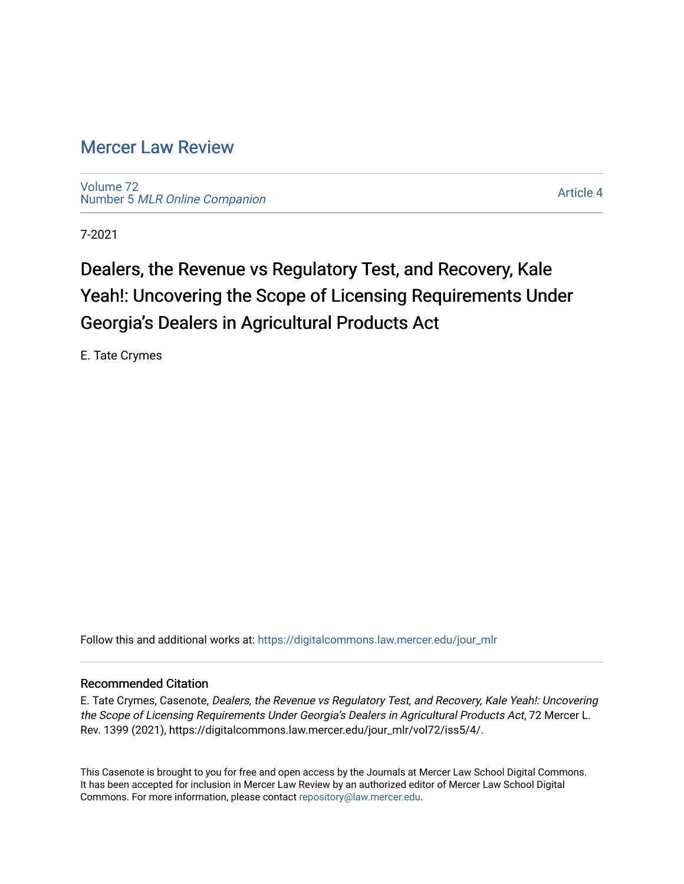# Mercer Law Review

Volume 72
Number 5 *MLR Online Companion*

Article 4

7-2021

## Dealers, the Revenue vs Regulatory Test, and Recovery, Kale Yeah!: Uncovering the Scope of Licensing Requirements Under Georgia's Dealers in Agricultural Products Act

E. Tate Crymes

Follow this and additional works at: https://digitalcommons.law.mercer.edu/jour_mlr

### Recommended Citation

E. Tate Crymes, Casenote, *Dealers, the Revenue vs Regulatory Test, and Recovery, Kale Yeah!: Uncovering the Scope of Licensing Requirements Under Georgia's Dealers in Agricultural Products Act*, 72 Mercer L. Rev. 1399 (2021), https://digitalcommons.law.mercer.edu/jour_mlr/vol72/iss5/4/.

This Casenote is brought to you for free and open access by the Journals at Mercer Law School Digital Commons. It has been accepted for inclusion in Mercer Law Review by an authorized editor of Mercer Law School Digital Commons. For more information, please contact repository@law.mercer.edu.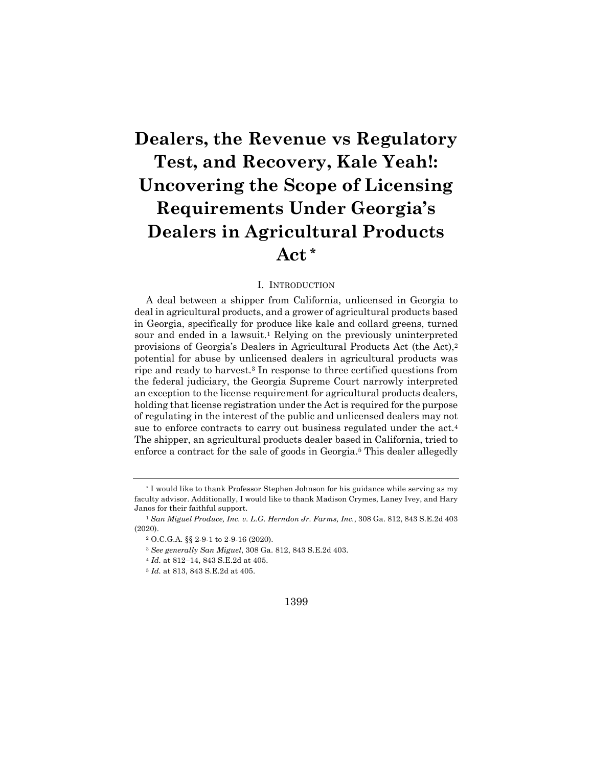# Dealers, the Revenue vs Regulatory Test, and Recovery, Kale Yeah!: Uncovering the Scope of Licensing Requirements Under Georgia's Dealers in Agricultural Products Act *

## I. Introduction

A deal between a shipper from California, unlicensed in Georgia to deal in agricultural products, and a grower of agricultural products based in Georgia, specifically for produce like kale and collard greens, turned sour and ended in a lawsuit.[1] Relying on the previously uninterpreted provisions of Georgia's Dealers in Agricultural Products Act (the Act),[2] potential for abuse by unlicensed dealers in agricultural products was ripe and ready to harvest.[3] In response to three certified questions from the federal judiciary, the Georgia Supreme Court narrowly interpreted an exception to the license requirement for agricultural products dealers, holding that license registration under the Act is required for the purpose of regulating in the interest of the public and unlicensed dealers may not sue to enforce contracts to carry out business regulated under the act.[4] The shipper, an agricultural products dealer based in California, tried to enforce a contract for the sale of goods in Georgia.[5] This dealer allegedly

---

\* I would like to thank Professor Stephen Johnson for his guidance while serving as my faculty advisor. Additionally, I would like to thank Madison Crymes, Laney Ivey, and Hary Janos for their faithful support.

[1] *San Miguel Produce, Inc. v. L.G. Herndon Jr. Farms, Inc.*, 308 Ga. 812, 843 S.E.2d 403 (2020).

[2] O.C.G.A. §§ 2-9-1 to 2-9-16 (2020).

[3] *See generally San Miguel*, 308 Ga. 812, 843 S.E.2d 403.

[4] *Id.* at 812–14, 843 S.E.2d at 405.

[5] *Id.* at 813, 843 S.E.2d at 405.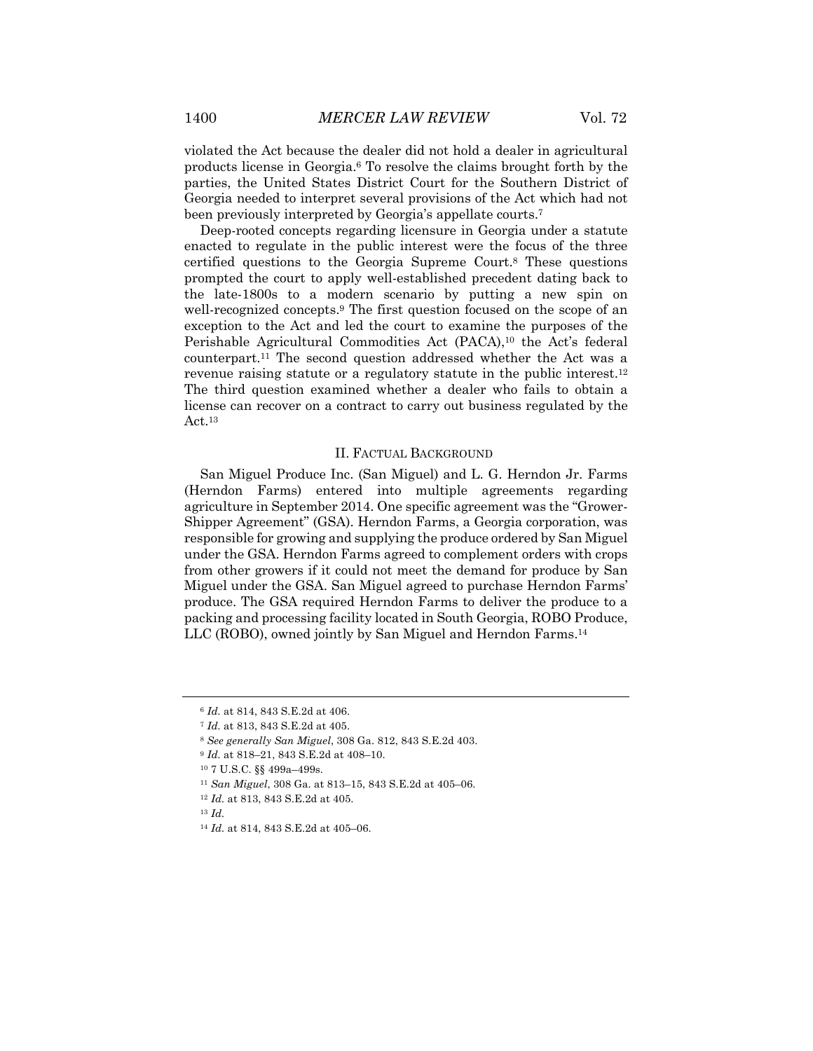violated the Act because the dealer did not hold a dealer in agricultural products license in Georgia.[6] To resolve the claims brought forth by the parties, the United States District Court for the Southern District of Georgia needed to interpret several provisions of the Act which had not been previously interpreted by Georgia's appellate courts.[7]

Deep-rooted concepts regarding licensure in Georgia under a statute enacted to regulate in the public interest were the focus of the three certified questions to the Georgia Supreme Court.[8] These questions prompted the court to apply well-established precedent dating back to the late-1800s to a modern scenario by putting a new spin on well-recognized concepts.[9] The first question focused on the scope of an exception to the Act and led the court to examine the purposes of the Perishable Agricultural Commodities Act (PACA),[10] the Act's federal counterpart.[11] The second question addressed whether the Act was a revenue raising statute or a regulatory statute in the public interest.[12] The third question examined whether a dealer who fails to obtain a license can recover on a contract to carry out business regulated by the Act.[13]

## II. FACTUAL BACKGROUND

San Miguel Produce Inc. (San Miguel) and L. G. Herndon Jr. Farms (Herndon Farms) entered into multiple agreements regarding agriculture in September 2014. One specific agreement was the "Grower-Shipper Agreement" (GSA). Herndon Farms, a Georgia corporation, was responsible for growing and supplying the produce ordered by San Miguel under the GSA. Herndon Farms agreed to complement orders with crops from other growers if it could not meet the demand for produce by San Miguel under the GSA. San Miguel agreed to purchase Herndon Farms' produce. The GSA required Herndon Farms to deliver the produce to a packing and processing facility located in South Georgia, ROBO Produce, LLC (ROBO), owned jointly by San Miguel and Herndon Farms.[14]

---

[6] *Id.* at 814, 843 S.E.2d at 406.

[7] *Id.* at 813, 843 S.E.2d at 405.

[8] *See generally San Miguel*, 308 Ga. 812, 843 S.E.2d 403.

[9] *Id.* at 818–21, 843 S.E.2d at 408–10.

[10] 7 U.S.C. §§ 499a–499s.

[11] *San Miguel*, 308 Ga. at 813–15, 843 S.E.2d at 405–06.

[12] *Id.* at 813, 843 S.E.2d at 405.

[13] *Id.*

[14] *Id.* at 814, 843 S.E.2d at 405–06.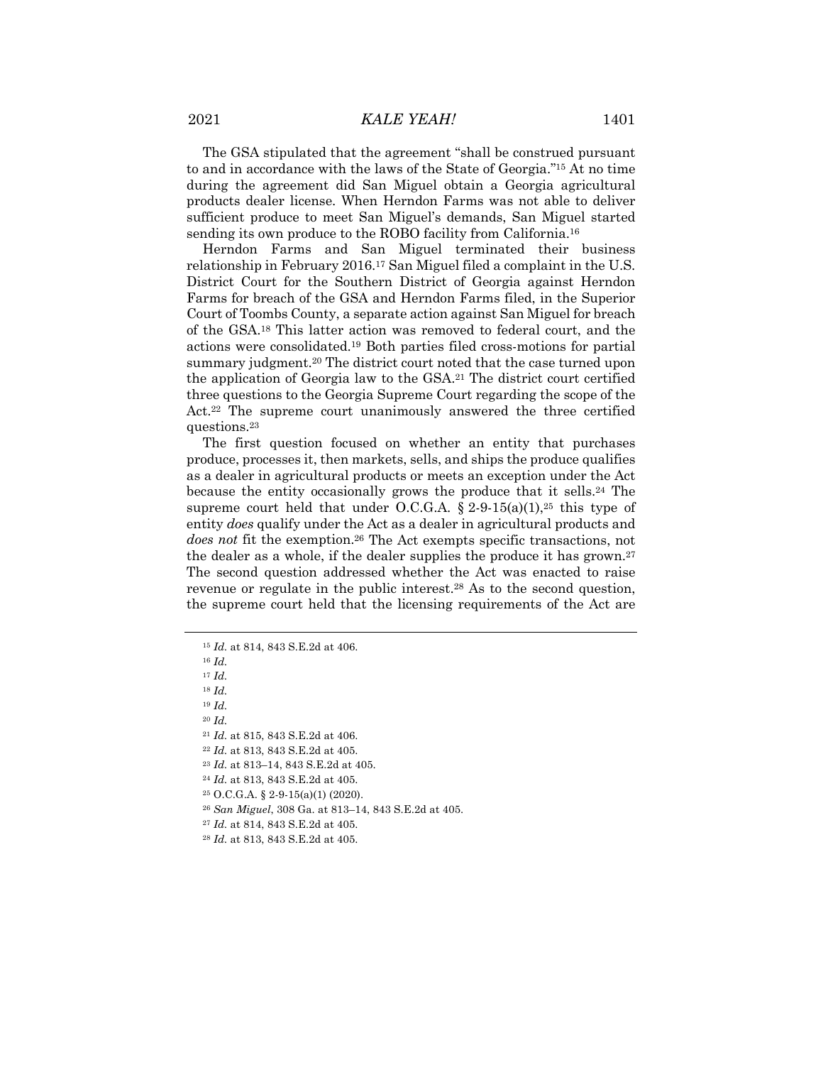The GSA stipulated that the agreement "shall be construed pursuant to and in accordance with the laws of the State of Georgia."[15] At no time during the agreement did San Miguel obtain a Georgia agricultural products dealer license. When Herndon Farms was not able to deliver sufficient produce to meet San Miguel's demands, San Miguel started sending its own produce to the ROBO facility from California.[16]

Herndon Farms and San Miguel terminated their business relationship in February 2016.[17] San Miguel filed a complaint in the U.S. District Court for the Southern District of Georgia against Herndon Farms for breach of the GSA and Herndon Farms filed, in the Superior Court of Toombs County, a separate action against San Miguel for breach of the GSA.[18] This latter action was removed to federal court, and the actions were consolidated.[19] Both parties filed cross-motions for partial summary judgment.[20] The district court noted that the case turned upon the application of Georgia law to the GSA.[21] The district court certified three questions to the Georgia Supreme Court regarding the scope of the Act.[22] The supreme court unanimously answered the three certified questions.[23]

The first question focused on whether an entity that purchases produce, processes it, then markets, sells, and ships the produce qualifies as a dealer in agricultural products or meets an exception under the Act because the entity occasionally grows the produce that it sells.[24] The supreme court held that under O.C.G.A. § 2-9-15(a)(1),[25] this type of entity *does* qualify under the Act as a dealer in agricultural products and *does not* fit the exemption.[26] The Act exempts specific transactions, not the dealer as a whole, if the dealer supplies the produce it has grown.[27] The second question addressed whether the Act was enacted to raise revenue or regulate in the public interest.[28] As to the second question, the supreme court held that the licensing requirements of the Act are

---

[15] *Id.* at 814, 843 S.E.2d at 406.

[16] *Id.*

[17] *Id.*

[18] *Id.*

[19] *Id.*

[20] *Id.*

[21] *Id.* at 815, 843 S.E.2d at 406.

[22] *Id.* at 813, 843 S.E.2d at 405.

[23] *Id.* at 813–14, 843 S.E.2d at 405.

[24] *Id.* at 813, 843 S.E.2d at 405.

[25] O.C.G.A. § 2-9-15(a)(1) (2020).

[26] *San Miguel*, 308 Ga. at 813–14, 843 S.E.2d at 405.

[27] *Id.* at 814, 843 S.E.2d at 405.

[28] *Id.* at 813, 843 S.E.2d at 405.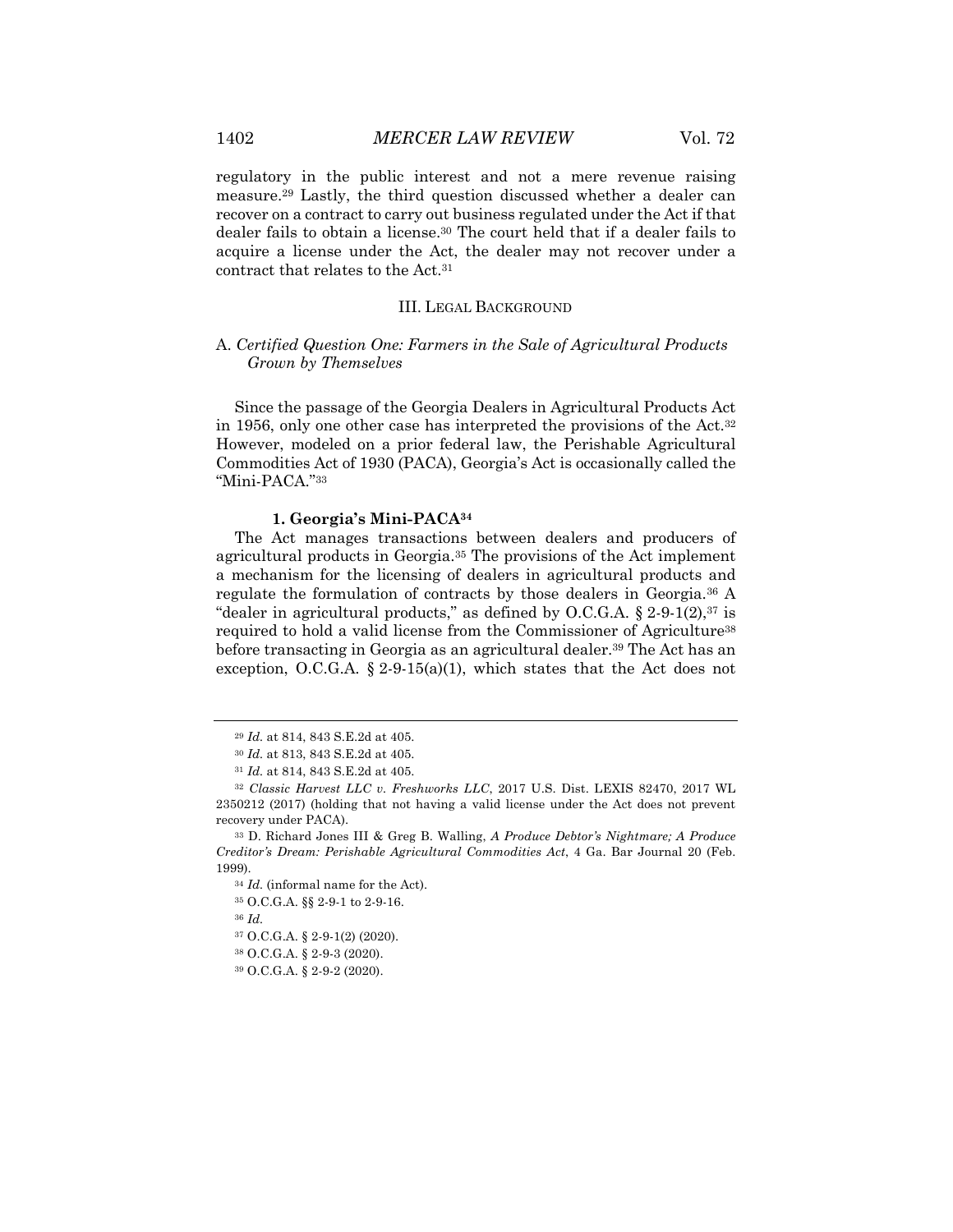regulatory in the public interest and not a mere revenue raising measure.[29] Lastly, the third question discussed whether a dealer can recover on a contract to carry out business regulated under the Act if that dealer fails to obtain a license.[30] The court held that if a dealer fails to acquire a license under the Act, the dealer may not recover under a contract that relates to the Act.[31]

## III. LEGAL BACKGROUND

### A. *Certified Question One: Farmers in the Sale of Agricultural Products Grown by Themselves*

Since the passage of the Georgia Dealers in Agricultural Products Act in 1956, only one other case has interpreted the provisions of the Act.[32] However, modeled on a prior federal law, the Perishable Agricultural Commodities Act of 1930 (PACA), Georgia's Act is occasionally called the "Mini-PACA."[33]

#### 1. Georgia's Mini-PACA[34]

The Act manages transactions between dealers and producers of agricultural products in Georgia.[35] The provisions of the Act implement a mechanism for the licensing of dealers in agricultural products and regulate the formulation of contracts by those dealers in Georgia.[36] A "dealer in agricultural products," as defined by O.C.G.A. § 2-9-1(2),[37] is required to hold a valid license from the Commissioner of Agriculture[38] before transacting in Georgia as an agricultural dealer.[39] The Act has an exception, O.C.G.A. § 2-9-15(a)(1), which states that the Act does not

---

[29] *Id.* at 814, 843 S.E.2d at 405.

[30] *Id.* at 813, 843 S.E.2d at 405.

[31] *Id.* at 814, 843 S.E.2d at 405.

[32] *Classic Harvest LLC v. Freshworks LLC*, 2017 U.S. Dist. LEXIS 82470, 2017 WL 2350212 (2017) (holding that not having a valid license under the Act does not prevent recovery under PACA).

[33] D. Richard Jones III & Greg B. Walling, *A Produce Debtor's Nightmare; A Produce Creditor's Dream: Perishable Agricultural Commodities Act*, 4 Ga. Bar Journal 20 (Feb. 1999).

[34] *Id.* (informal name for the Act).

[35] O.C.G.A. §§ 2-9-1 to 2-9-16.

[36] *Id.*

[37] O.C.G.A. § 2-9-1(2) (2020).

[38] O.C.G.A. § 2-9-3 (2020).

[39] O.C.G.A. § 2-9-2 (2020).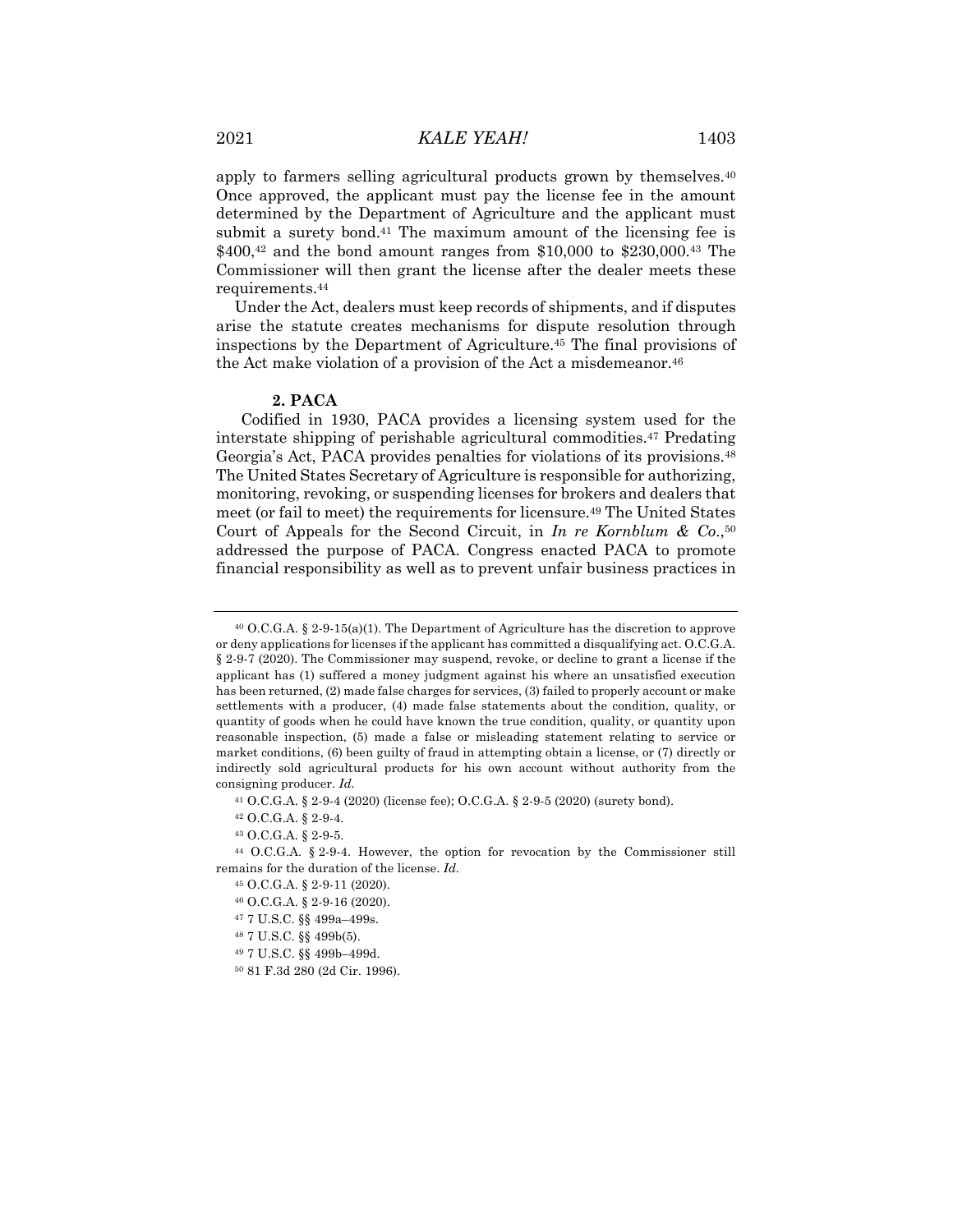apply to farmers selling agricultural products grown by themselves.[40] Once approved, the applicant must pay the license fee in the amount determined by the Department of Agriculture and the applicant must submit a surety bond.[41] The maximum amount of the licensing fee is $400,[42] and the bond amount ranges from $10,000 to $230,000.[43] The Commissioner will then grant the license after the dealer meets these requirements.[44]

Under the Act, dealers must keep records of shipments, and if disputes arise the statute creates mechanisms for dispute resolution through inspections by the Department of Agriculture.[45] The final provisions of the Act make violation of a provision of the Act a misdemeanor.[46]

### 2. PACA

Codified in 1930, PACA provides a licensing system used for the interstate shipping of perishable agricultural commodities.[47] Predating Georgia's Act, PACA provides penalties for violations of its provisions.[48] The United States Secretary of Agriculture is responsible for authorizing, monitoring, revoking, or suspending licenses for brokers and dealers that meet (or fail to meet) the requirements for licensure.[49] The United States Court of Appeals for the Second Circuit, in *In re Kornblum & Co.*,[50] addressed the purpose of PACA. Congress enacted PACA to promote financial responsibility as well as to prevent unfair business practices in

---

[40] O.C.G.A. § 2-9-15(a)(1). The Department of Agriculture has the discretion to approve or deny applications for licenses if the applicant has committed a disqualifying act. O.C.G.A. § 2-9-7 (2020). The Commissioner may suspend, revoke, or decline to grant a license if the applicant has (1) suffered a money judgment against his where an unsatisfied execution has been returned, (2) made false charges for services, (3) failed to properly account or make settlements with a producer, (4) made false statements about the condition, quality, or quantity of goods when he could have known the true condition, quality, or quantity upon reasonable inspection, (5) made a false or misleading statement relating to service or market conditions, (6) been guilty of fraud in attempting obtain a license, or (7) directly or indirectly sold agricultural products for his own account without authority from the consigning producer. *Id.*

[41] O.C.G.A. § 2-9-4 (2020) (license fee); O.C.G.A. § 2-9-5 (2020) (surety bond).

[42] O.C.G.A. § 2-9-4.

[43] O.C.G.A. § 2-9-5.

[44] O.C.G.A. § 2-9-4. However, the option for revocation by the Commissioner still remains for the duration of the license. *Id.*

[45] O.C.G.A. § 2-9-11 (2020).

[46] O.C.G.A. § 2-9-16 (2020).

[47] 7 U.S.C. §§ 499a–499s.

[48] 7 U.S.C. §§ 499b(5).

[49] 7 U.S.C. §§ 499b–499d.

[50] 81 F.3d 280 (2d Cir. 1996).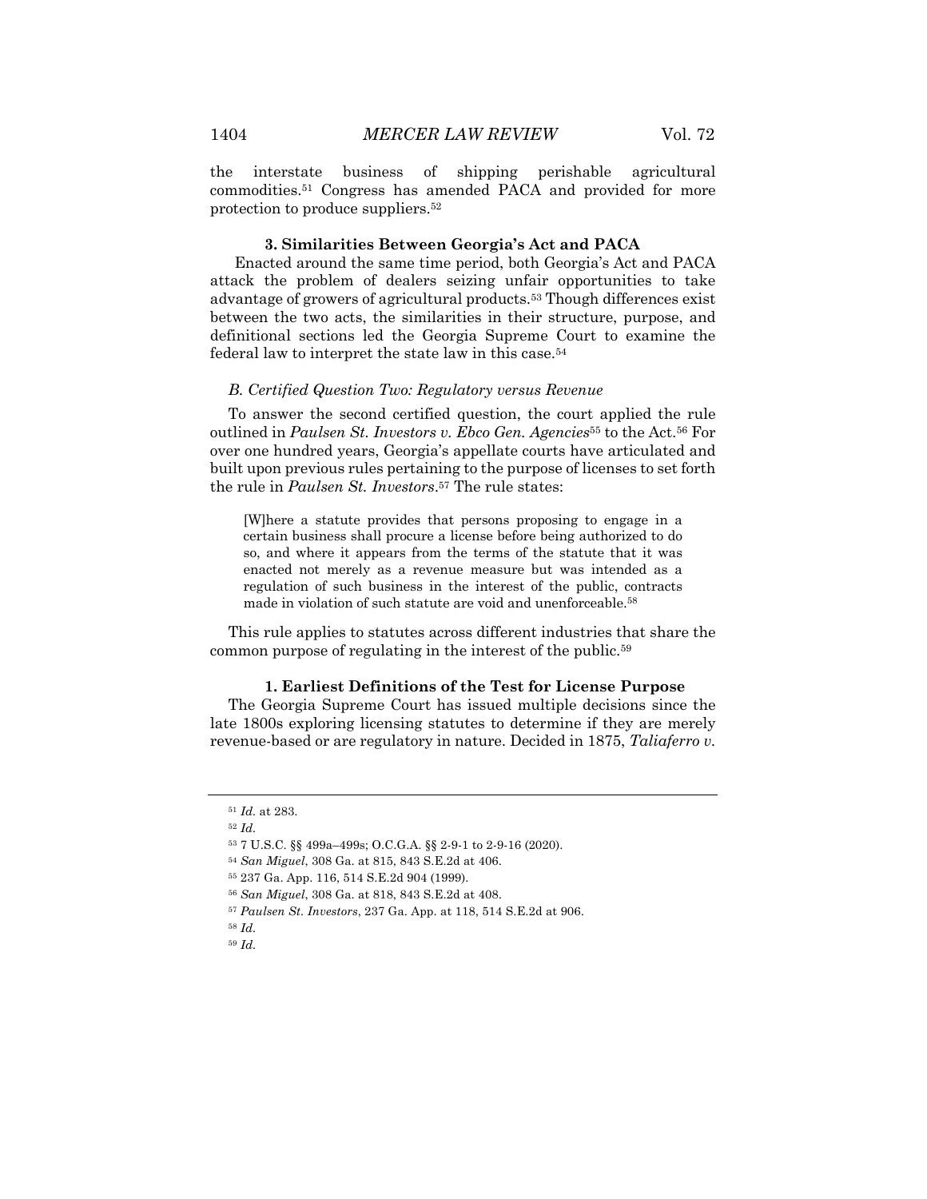the interstate business of shipping perishable agricultural commodities.[51] Congress has amended PACA and provided for more protection to produce suppliers.[52]

#### 3. Similarities Between Georgia's Act and PACA

Enacted around the same time period, both Georgia's Act and PACA attack the problem of dealers seizing unfair opportunities to take advantage of growers of agricultural products.[53] Though differences exist between the two acts, the similarities in their structure, purpose, and definitional sections led the Georgia Supreme Court to examine the federal law to interpret the state law in this case.[54]

### *B. Certified Question Two: Regulatory versus Revenue*

To answer the second certified question, the court applied the rule outlined in *Paulsen St. Investors v. Ebco Gen. Agencies*[55] to the Act.[56] For over one hundred years, Georgia's appellate courts have articulated and built upon previous rules pertaining to the purpose of licenses to set forth the rule in *Paulsen St. Investors*.[57] The rule states:

> [W]here a statute provides that persons proposing to engage in a certain business shall procure a license before being authorized to do so, and where it appears from the terms of the statute that it was enacted not merely as a revenue measure but was intended as a regulation of such business in the interest of the public, contracts made in violation of such statute are void and unenforceable.[58]

This rule applies to statutes across different industries that share the common purpose of regulating in the interest of the public.[59]

#### 1. Earliest Definitions of the Test for License Purpose

The Georgia Supreme Court has issued multiple decisions since the late 1800s exploring licensing statutes to determine if they are merely revenue-based or are regulatory in nature. Decided in 1875, *Taliaferro v.*

---

[51] *Id.* at 283.

[52] *Id.*

[53] 7 U.S.C. §§ 499a–499s; O.C.G.A. §§ 2-9-1 to 2-9-16 (2020).

[54] *San Miguel*, 308 Ga. at 815, 843 S.E.2d at 406.

[55] 237 Ga. App. 116, 514 S.E.2d 904 (1999).

[56] *San Miguel*, 308 Ga. at 818, 843 S.E.2d at 408.

[57] *Paulsen St. Investors*, 237 Ga. App. at 118, 514 S.E.2d at 906.

[58] *Id.*

[59] *Id.*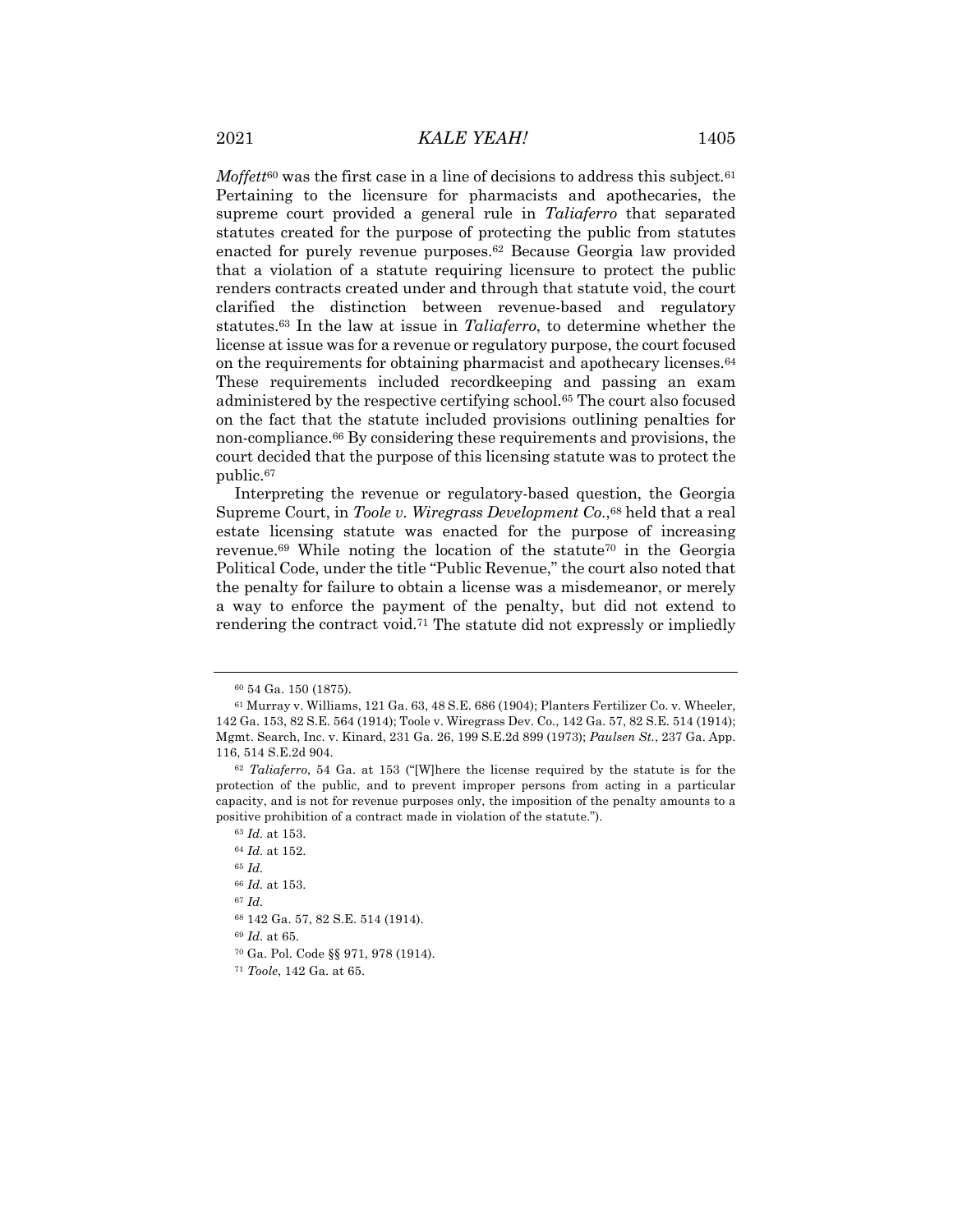*Moffett*[60] was the first case in a line of decisions to address this subject.[61] Pertaining to the licensure for pharmacists and apothecaries, the supreme court provided a general rule in *Taliaferro* that separated statutes created for the purpose of protecting the public from statutes enacted for purely revenue purposes.[62] Because Georgia law provided that a violation of a statute requiring licensure to protect the public renders contracts created under and through that statute void, the court clarified the distinction between revenue-based and regulatory statutes.[63] In the law at issue in *Taliaferro*, to determine whether the license at issue was for a revenue or regulatory purpose, the court focused on the requirements for obtaining pharmacist and apothecary licenses.[64] These requirements included recordkeeping and passing an exam administered by the respective certifying school.[65] The court also focused on the fact that the statute included provisions outlining penalties for non-compliance.[66] By considering these requirements and provisions, the court decided that the purpose of this licensing statute was to protect the public.[67]

Interpreting the revenue or regulatory-based question, the Georgia Supreme Court, in *Toole v. Wiregrass Development Co.*,[68] held that a real estate licensing statute was enacted for the purpose of increasing revenue.[69] While noting the location of the statute[70] in the Georgia Political Code, under the title "Public Revenue," the court also noted that the penalty for failure to obtain a license was a misdemeanor, or merely a way to enforce the payment of the penalty, but did not extend to rendering the contract void.[71] The statute did not expressly or impliedly

---

[60] 54 Ga. 150 (1875).

[61] Murray v. Williams, 121 Ga. 63, 48 S.E. 686 (1904); Planters Fertilizer Co. v. Wheeler, 142 Ga. 153, 82 S.E. 564 (1914); Toole v. Wiregrass Dev. Co., 142 Ga. 57, 82 S.E. 514 (1914); Mgmt. Search, Inc. v. Kinard, 231 Ga. 26, 199 S.E.2d 899 (1973); *Paulsen St.*, 237 Ga. App. 116, 514 S.E.2d 904.

[62] *Taliaferro*, 54 Ga. at 153 ("[W]here the license required by the statute is for the protection of the public, and to prevent improper persons from acting in a particular capacity, and is not for revenue purposes only, the imposition of the penalty amounts to a positive prohibition of a contract made in violation of the statute.").

[63] *Id.* at 153.

[64] *Id.* at 152.

[65] *Id.*

[66] *Id.* at 153.

[67] *Id.*

[68] 142 Ga. 57, 82 S.E. 514 (1914).

[69] *Id.* at 65.

[70] Ga. Pol. Code §§ 971, 978 (1914).

[71] *Toole*, 142 Ga. at 65.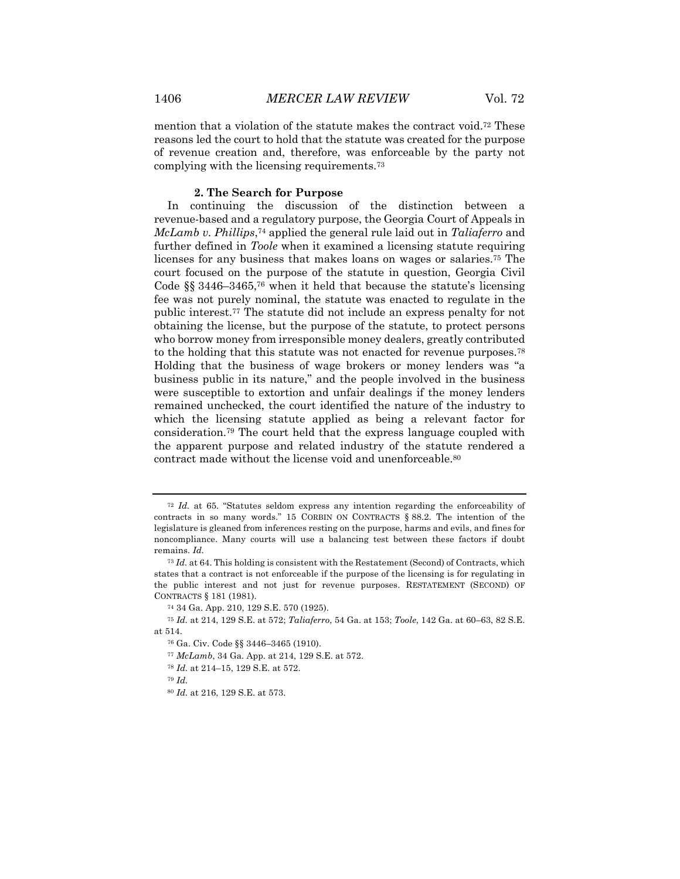mention that a violation of the statute makes the contract void.[72] These reasons led the court to hold that the statute was created for the purpose of revenue creation and, therefore, was enforceable by the party not complying with the licensing requirements.[73]

### 2. The Search for Purpose

In continuing the discussion of the distinction between a revenue-based and a regulatory purpose, the Georgia Court of Appeals in *McLamb v. Phillips*,[74] applied the general rule laid out in *Taliaferro* and further defined in *Toole* when it examined a licensing statute requiring licenses for any business that makes loans on wages or salaries.[75] The court focused on the purpose of the statute in question, Georgia Civil Code §§ 3446–3465,[76] when it held that because the statute's licensing fee was not purely nominal, the statute was enacted to regulate in the public interest.[77] The statute did not include an express penalty for not obtaining the license, but the purpose of the statute, to protect persons who borrow money from irresponsible money dealers, greatly contributed to the holding that this statute was not enacted for revenue purposes.[78] Holding that the business of wage brokers or money lenders was "a business public in its nature," and the people involved in the business were susceptible to extortion and unfair dealings if the money lenders remained unchecked, the court identified the nature of the industry to which the licensing statute applied as being a relevant factor for consideration.[79] The court held that the express language coupled with the apparent purpose and related industry of the statute rendered a contract made without the license void and unenforceable.[80]

---

[72] *Id.* at 65. "Statutes seldom express any intention regarding the enforceability of contracts in so many words." 15 CORBIN ON CONTRACTS § 88.2. The intention of the legislature is gleaned from inferences resting on the purpose, harms and evils, and fines for noncompliance. Many courts will use a balancing test between these factors if doubt remains. *Id.*

[73] *Id.* at 64. This holding is consistent with the Restatement (Second) of Contracts, which states that a contract is not enforceable if the purpose of the licensing is for regulating in the public interest and not just for revenue purposes. RESTATEMENT (SECOND) OF CONTRACTS § 181 (1981).

[74] 34 Ga. App. 210, 129 S.E. 570 (1925).

[75] *Id.* at 214, 129 S.E. at 572; *Taliaferro*, 54 Ga. at 153; *Toole*, 142 Ga. at 60–63, 82 S.E. at 514.

[76] Ga. Civ. Code §§ 3446–3465 (1910).

[77] *McLamb*, 34 Ga. App. at 214, 129 S.E. at 572.

[78] *Id.* at 214–15, 129 S.E. at 572.

[79] *Id.*

[80] *Id.* at 216, 129 S.E. at 573.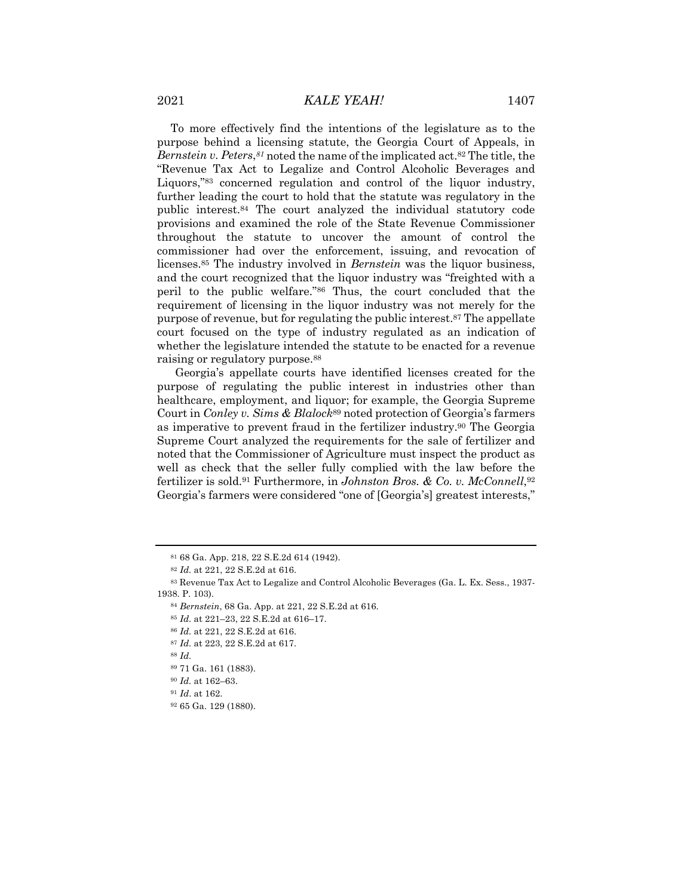To more effectively find the intentions of the legislature as to the purpose behind a licensing statute, the Georgia Court of Appeals, in *Bernstein v. Peters*,[81] noted the name of the implicated act.[82] The title, the "Revenue Tax Act to Legalize and Control Alcoholic Beverages and Liquors,"[83] concerned regulation and control of the liquor industry, further leading the court to hold that the statute was regulatory in the public interest.[84] The court analyzed the individual statutory code provisions and examined the role of the State Revenue Commissioner throughout the statute to uncover the amount of control the commissioner had over the enforcement, issuing, and revocation of licenses.[85] The industry involved in *Bernstein* was the liquor business, and the court recognized that the liquor industry was "freighted with a peril to the public welfare."[86] Thus, the court concluded that the requirement of licensing in the liquor industry was not merely for the purpose of revenue, but for regulating the public interest.[87] The appellate court focused on the type of industry regulated as an indication of whether the legislature intended the statute to be enacted for a revenue raising or regulatory purpose.[88]

Georgia's appellate courts have identified licenses created for the purpose of regulating the public interest in industries other than healthcare, employment, and liquor; for example, the Georgia Supreme Court in *Conley v. Sims & Blalock*[89] noted protection of Georgia's farmers as imperative to prevent fraud in the fertilizer industry.[90] The Georgia Supreme Court analyzed the requirements for the sale of fertilizer and noted that the Commissioner of Agriculture must inspect the product as well as check that the seller fully complied with the law before the fertilizer is sold.[91] Furthermore, in *Johnston Bros. & Co. v. McConnell*,[92] Georgia's farmers were considered "one of [Georgia's] greatest interests,"

---

[81] 68 Ga. App. 218, 22 S.E.2d 614 (1942).

[82] *Id.* at 221, 22 S.E.2d at 616.

[83] Revenue Tax Act to Legalize and Control Alcoholic Beverages (Ga. L. Ex. Sess., 1937-1938. P. 103).

[84] *Bernstein*, 68 Ga. App. at 221, 22 S.E.2d at 616.

[85] *Id.* at 221–23, 22 S.E.2d at 616–17.

[86] *Id.* at 221, 22 S.E.2d at 616.

[87] *Id.* at 223, 22 S.E.2d at 617.

[88] *Id.*

[89] 71 Ga. 161 (1883).

[90] *Id.* at 162–63.

[91] *Id*. at 162.

[92] 65 Ga. 129 (1880).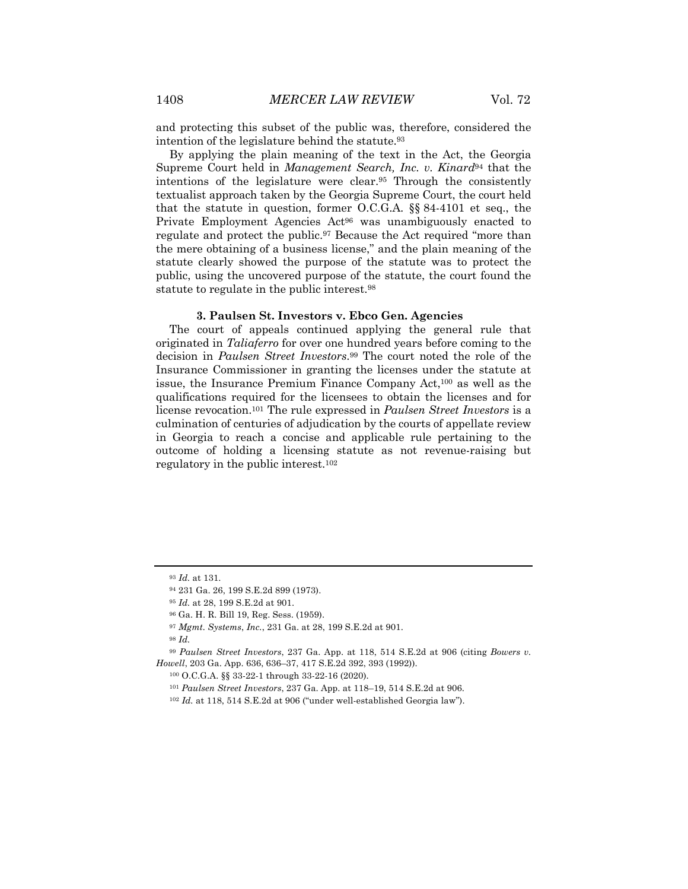and protecting this subset of the public was, therefore, considered the intention of the legislature behind the statute.[93]

By applying the plain meaning of the text in the Act, the Georgia Supreme Court held in *Management Search, Inc. v. Kinard*[94] that the intentions of the legislature were clear.[95] Through the consistently textualist approach taken by the Georgia Supreme Court, the court held that the statute in question, former O.C.G.A. §§ 84-4101 et seq., the Private Employment Agencies Act[96] was unambiguously enacted to regulate and protect the public.[97] Because the Act required "more than the mere obtaining of a business license," and the plain meaning of the statute clearly showed the purpose of the statute was to protect the public, using the uncovered purpose of the statute, the court found the statute to regulate in the public interest.[98]

### 3. Paulsen St. Investors v. Ebco Gen. Agencies

The court of appeals continued applying the general rule that originated in *Taliaferro* for over one hundred years before coming to the decision in *Paulsen Street Investors*.[99] The court noted the role of the Insurance Commissioner in granting the licenses under the statute at issue, the Insurance Premium Finance Company Act,[100] as well as the qualifications required for the licensees to obtain the licenses and for license revocation.[101] The rule expressed in *Paulsen Street Investors* is a culmination of centuries of adjudication by the courts of appellate review in Georgia to reach a concise and applicable rule pertaining to the outcome of holding a licensing statute as not revenue-raising but regulatory in the public interest.[102]

---

[93] *Id.* at 131.

[94] 231 Ga. 26, 199 S.E.2d 899 (1973).

[95] *Id.* at 28, 199 S.E.2d at 901.

[96] Ga. H. R. Bill 19, Reg. Sess. (1959).

[97] *Mgmt. Systems, Inc.*, 231 Ga. at 28, 199 S.E.2d at 901.

[98] *Id.*

[99] *Paulsen Street Investors*, 237 Ga. App. at 118, 514 S.E.2d at 906 (citing *Bowers v. Howell*, 203 Ga. App. 636, 636–37, 417 S.E.2d 392, 393 (1992)).

[100] O.C.G.A. §§ 33-22-1 through 33-22-16 (2020).

[101] *Paulsen Street Investors*, 237 Ga. App. at 118–19, 514 S.E.2d at 906.

[102] *Id.* at 118, 514 S.E.2d at 906 ("under well-established Georgia law").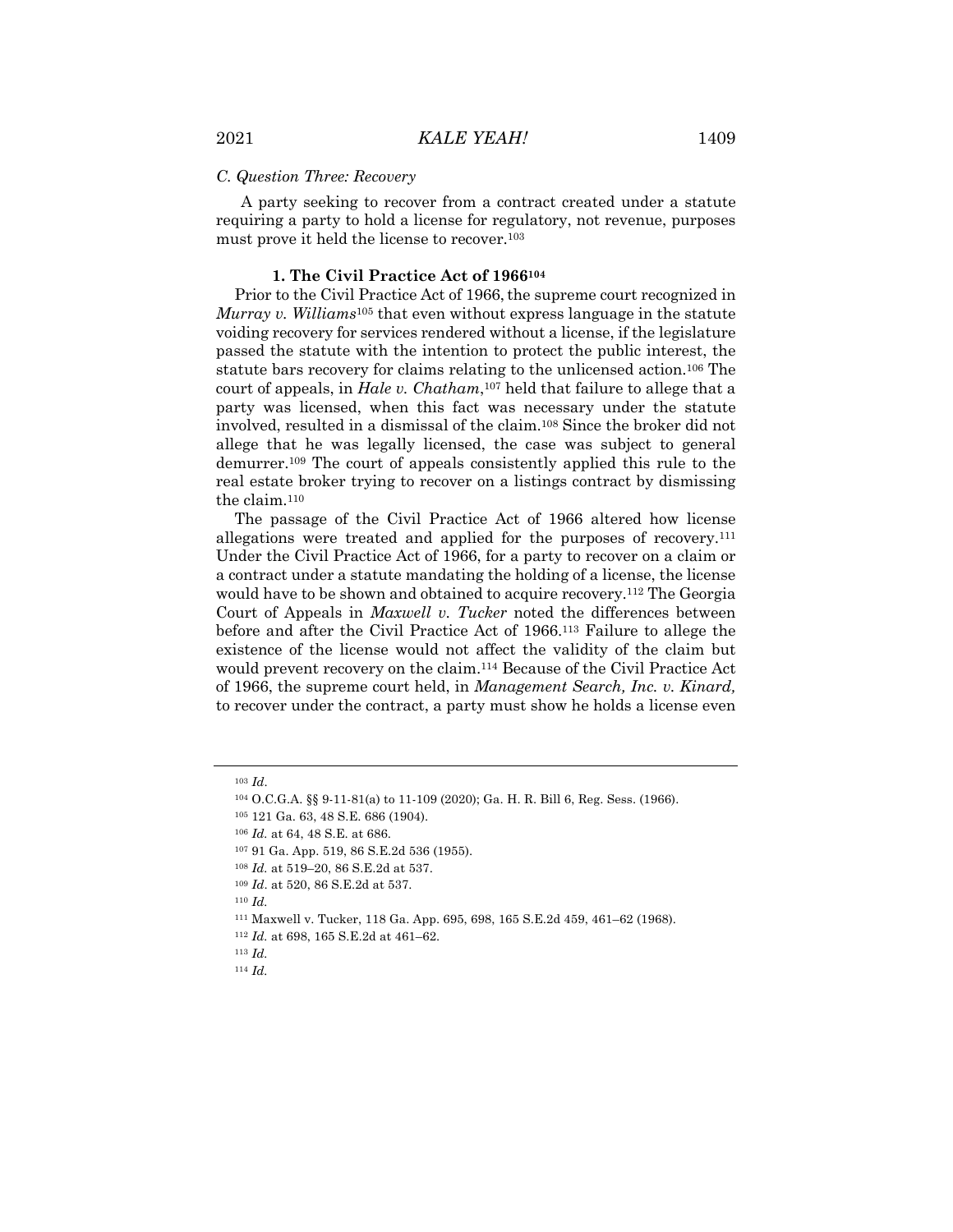*C. Question Three: Recovery*

A party seeking to recover from a contract created under a statute requiring a party to hold a license for regulatory, not revenue, purposes must prove it held the license to recover.[103]

### 1. The Civil Practice Act of 1966[104]

Prior to the Civil Practice Act of 1966, the supreme court recognized in *Murray v. Williams*[105] that even without express language in the statute voiding recovery for services rendered without a license, if the legislature passed the statute with the intention to protect the public interest, the statute bars recovery for claims relating to the unlicensed action.[106] The court of appeals, in *Hale v. Chatham*,[107] held that failure to allege that a party was licensed, when this fact was necessary under the statute involved, resulted in a dismissal of the claim.[108] Since the broker did not allege that he was legally licensed, the case was subject to general demurrer.[109] The court of appeals consistently applied this rule to the real estate broker trying to recover on a listings contract by dismissing the claim.[110]

The passage of the Civil Practice Act of 1966 altered how license allegations were treated and applied for the purposes of recovery.[111] Under the Civil Practice Act of 1966, for a party to recover on a claim or a contract under a statute mandating the holding of a license, the license would have to be shown and obtained to acquire recovery.[112] The Georgia Court of Appeals in *Maxwell v. Tucker* noted the differences between before and after the Civil Practice Act of 1966.[113] Failure to allege the existence of the license would not affect the validity of the claim but would prevent recovery on the claim.[114] Because of the Civil Practice Act of 1966, the supreme court held, in *Management Search, Inc. v. Kinard,* to recover under the contract, a party must show he holds a license even

---

[103] *Id*.

[104] O.C.G.A. §§ 9-11-81(a) to 11-109 (2020); Ga. H. R. Bill 6, Reg. Sess. (1966).

[105] 121 Ga. 63, 48 S.E. 686 (1904).

[106] *Id.* at 64, 48 S.E. at 686.

[107] 91 Ga. App. 519, 86 S.E.2d 536 (1955).

[108] *Id.* at 519–20, 86 S.E.2d at 537.

[109] *Id*. at 520, 86 S.E.2d at 537.

[110] *Id.*

[111] Maxwell v. Tucker, 118 Ga. App. 695, 698, 165 S.E.2d 459, 461–62 (1968).

[112] *Id.* at 698, 165 S.E.2d at 461–62.

[113] *Id.*

[114] *Id.*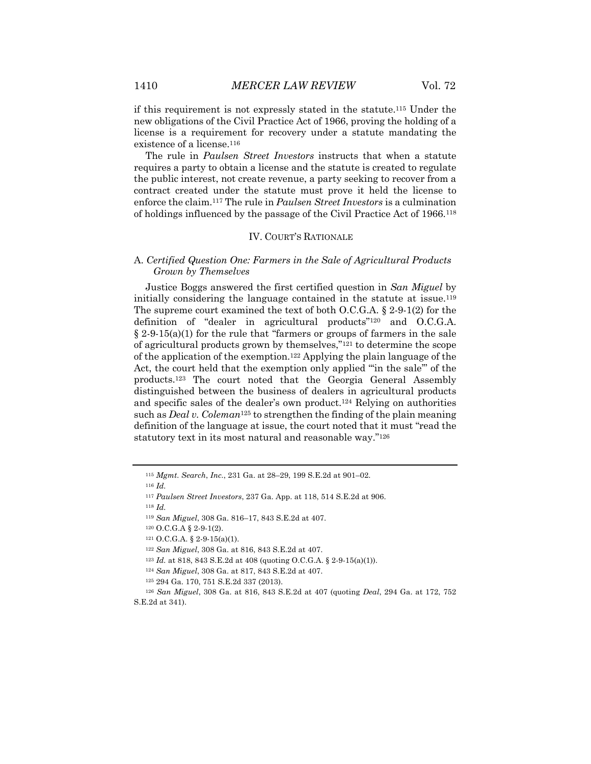if this requirement is not expressly stated in the statute.[115] Under the new obligations of the Civil Practice Act of 1966, proving the holding of a license is a requirement for recovery under a statute mandating the existence of a license.[116]

The rule in *Paulsen Street Investors* instructs that when a statute requires a party to obtain a license and the statute is created to regulate the public interest, not create revenue, a party seeking to recover from a contract created under the statute must prove it held the license to enforce the claim.[117] The rule in *Paulsen Street Investors* is a culmination of holdings influenced by the passage of the Civil Practice Act of 1966.[118]

## IV. COURT'S RATIONALE

### A. *Certified Question One: Farmers in the Sale of Agricultural Products Grown by Themselves*

Justice Boggs answered the first certified question in *San Miguel* by initially considering the language contained in the statute at issue.[119] The supreme court examined the text of both O.C.G.A. § 2-9-1(2) for the definition of "dealer in agricultural products"[120] and O.C.G.A. § 2-9-15(a)(1) for the rule that "farmers or groups of farmers in the sale of agricultural products grown by themselves,"[121] to determine the scope of the application of the exemption.[122] Applying the plain language of the Act, the court held that the exemption only applied "'in the sale'" of the products.[123] The court noted that the Georgia General Assembly distinguished between the business of dealers in agricultural products and specific sales of the dealer's own product.[124] Relying on authorities such as *Deal v. Coleman*[125] to strengthen the finding of the plain meaning definition of the language at issue, the court noted that it must "read the statutory text in its most natural and reasonable way."[126]

---

[115] *Mgmt. Search*, *Inc.*, 231 Ga. at 28–29, 199 S.E.2d at 901–02.

[116] *Id.*

[117] *Paulsen Street Investors*, 237 Ga. App. at 118, 514 S.E.2d at 906.

[118] *Id.*

[119] *San Miguel*, 308 Ga. 816–17, 843 S.E.2d at 407.

[120] O.C.G.A § 2-9-1(2).

[121] O.C.G.A. § 2-9-15(a)(1).

[122] *San Miguel*, 308 Ga. at 816, 843 S.E.2d at 407.

[123] *Id.* at 818, 843 S.E.2d at 408 (quoting O.C.G.A. § 2-9-15(a)(1)).

[124] *San Miguel*, 308 Ga. at 817, 843 S.E.2d at 407.

[125] 294 Ga. 170, 751 S.E.2d 337 (2013).

[126] *San Miguel*, 308 Ga. at 816, 843 S.E.2d at 407 (quoting *Deal*, 294 Ga. at 172, 752 S.E.2d at 341).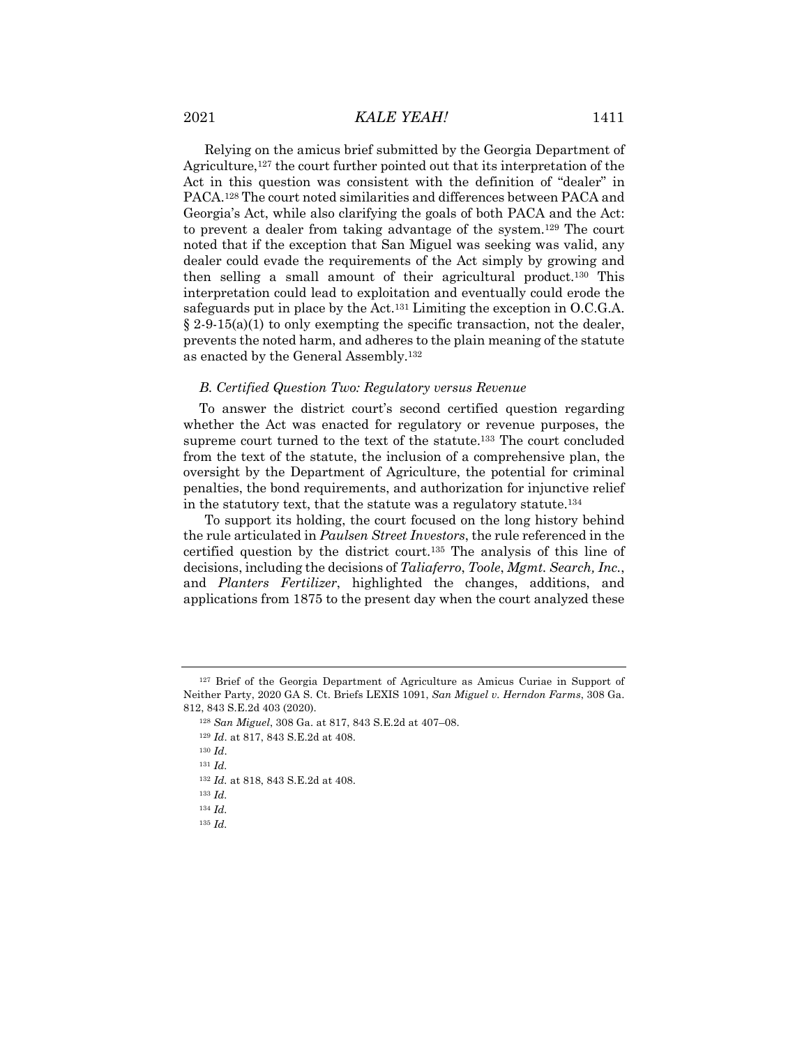Relying on the amicus brief submitted by the Georgia Department of Agriculture,[127] the court further pointed out that its interpretation of the Act in this question was consistent with the definition of "dealer" in PACA.[128] The court noted similarities and differences between PACA and Georgia's Act, while also clarifying the goals of both PACA and the Act: to prevent a dealer from taking advantage of the system.[129] The court noted that if the exception that San Miguel was seeking was valid, any dealer could evade the requirements of the Act simply by growing and then selling a small amount of their agricultural product.[130] This interpretation could lead to exploitation and eventually could erode the safeguards put in place by the Act.[131] Limiting the exception in O.C.G.A. § 2-9-15(a)(1) to only exempting the specific transaction, not the dealer, prevents the noted harm, and adheres to the plain meaning of the statute as enacted by the General Assembly.[132]

### *B. Certified Question Two: Regulatory versus Revenue*

To answer the district court's second certified question regarding whether the Act was enacted for regulatory or revenue purposes, the supreme court turned to the text of the statute.[133] The court concluded from the text of the statute, the inclusion of a comprehensive plan, the oversight by the Department of Agriculture, the potential for criminal penalties, the bond requirements, and authorization for injunctive relief in the statutory text, that the statute was a regulatory statute.[134]

To support its holding, the court focused on the long history behind the rule articulated in *Paulsen Street Investors*, the rule referenced in the certified question by the district court.[135] The analysis of this line of decisions, including the decisions of *Taliaferro*, *Toole*, *Mgmt. Search, Inc.*, and *Planters Fertilizer*, highlighted the changes, additions, and applications from 1875 to the present day when the court analyzed these

---

[127] Brief of the Georgia Department of Agriculture as Amicus Curiae in Support of Neither Party, 2020 GA S. Ct. Briefs LEXIS 1091, *San Miguel v. Herndon Farms*, 308 Ga. 812, 843 S.E.2d 403 (2020).

[128] *San Miguel*, 308 Ga. at 817, 843 S.E.2d at 407–08.

[129] *Id*. at 817, 843 S.E.2d at 408.

[130] *Id*.

[131] *Id.*

[132] *Id.* at 818, 843 S.E.2d at 408.

[133] *Id.*

[134] *Id.*

[135] *Id.*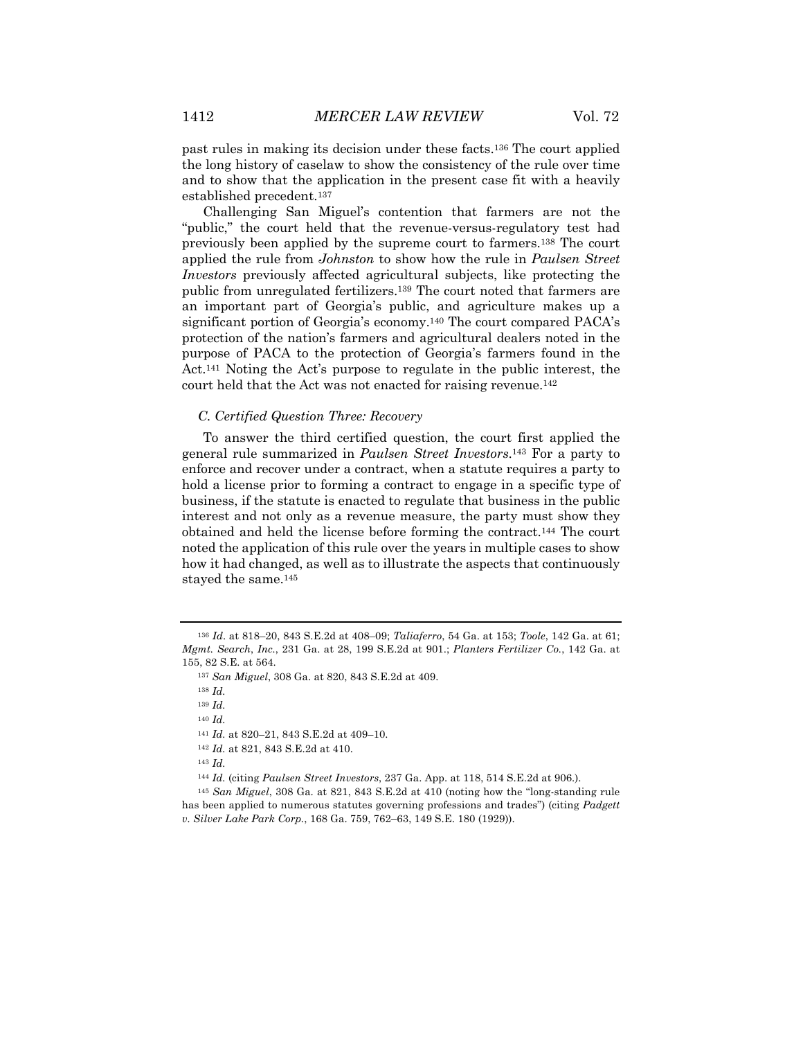past rules in making its decision under these facts.[136] The court applied the long history of caselaw to show the consistency of the rule over time and to show that the application in the present case fit with a heavily established precedent.[137]

Challenging San Miguel's contention that farmers are not the "public," the court held that the revenue-versus-regulatory test had previously been applied by the supreme court to farmers.[138] The court applied the rule from *Johnston* to show how the rule in *Paulsen Street Investors* previously affected agricultural subjects, like protecting the public from unregulated fertilizers.[139] The court noted that farmers are an important part of Georgia's public, and agriculture makes up a significant portion of Georgia's economy.[140] The court compared PACA's protection of the nation's farmers and agricultural dealers noted in the purpose of PACA to the protection of Georgia's farmers found in the Act.[141] Noting the Act's purpose to regulate in the public interest, the court held that the Act was not enacted for raising revenue.[142]

### *C. Certified Question Three: Recovery*

To answer the third certified question, the court first applied the general rule summarized in *Paulsen Street Investors*.[143] For a party to enforce and recover under a contract, when a statute requires a party to hold a license prior to forming a contract to engage in a specific type of business, if the statute is enacted to regulate that business in the public interest and not only as a revenue measure, the party must show they obtained and held the license before forming the contract.[144] The court noted the application of this rule over the years in multiple cases to show how it had changed, as well as to illustrate the aspects that continuously stayed the same.[145]

---

[136] *Id.* at 818–20, 843 S.E.2d at 408–09; *Taliaferro*, 54 Ga. at 153; *Toole*, 142 Ga. at 61; *Mgmt. Search*, *Inc.*, 231 Ga. at 28, 199 S.E.2d at 901.; *Planters Fertilizer Co.*, 142 Ga. at 155, 82 S.E. at 564.

[137] *San Miguel*, 308 Ga. at 820, 843 S.E.2d at 409.

[138] *Id.*

[139] *Id.*

[140] *Id.*

[141] *Id.* at 820–21, 843 S.E.2d at 409–10.

[142] *Id.* at 821, 843 S.E.2d at 410.

[143] *Id.*

[144] *Id.* (citing *Paulsen Street Investors*, 237 Ga. App. at 118, 514 S.E.2d at 906.).

[145] *San Miguel*, 308 Ga. at 821, 843 S.E.2d at 410 (noting how the "long-standing rule has been applied to numerous statutes governing professions and trades") (citing *Padgett v. Silver Lake Park Corp.*, 168 Ga. 759, 762–63, 149 S.E. 180 (1929)).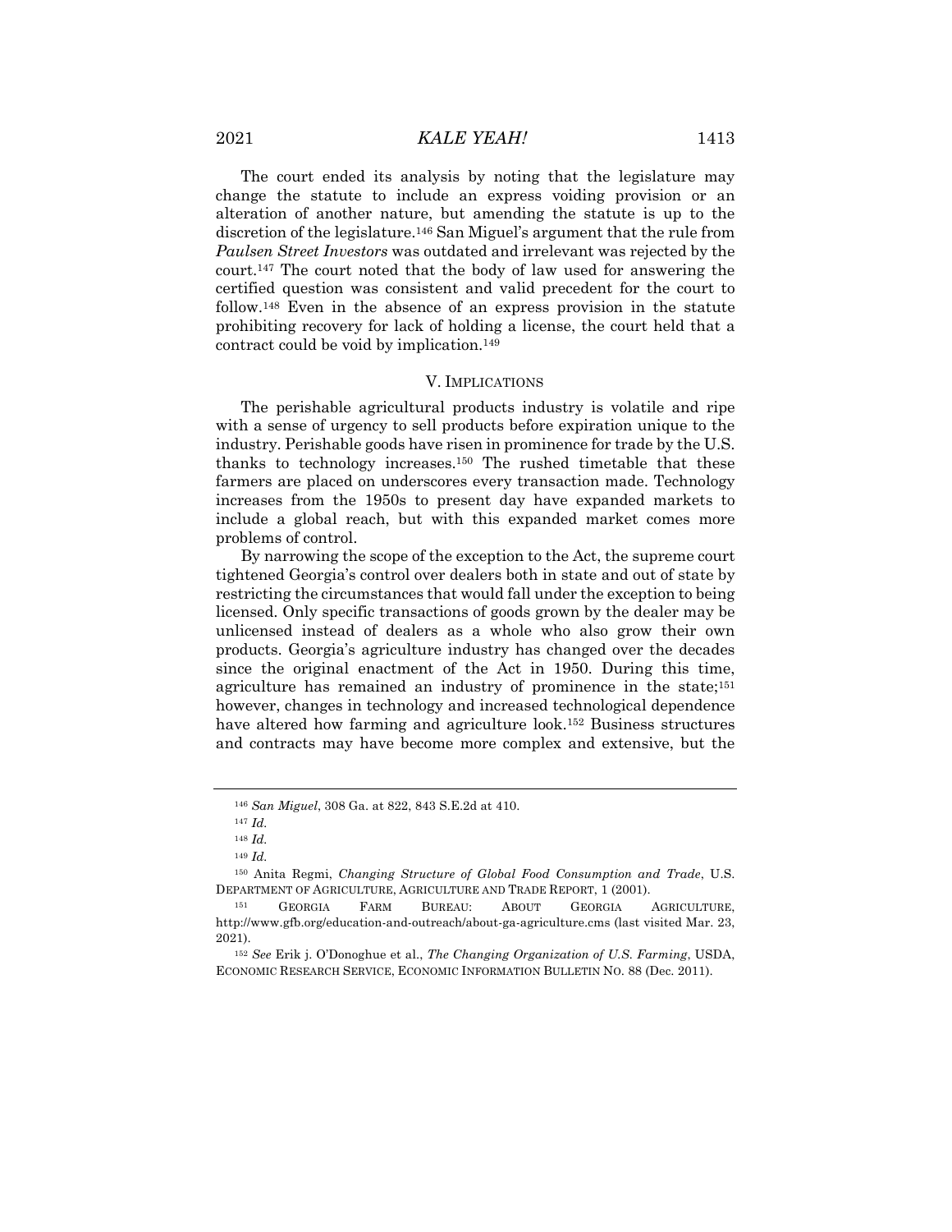The court ended its analysis by noting that the legislature may change the statute to include an express voiding provision or an alteration of another nature, but amending the statute is up to the discretion of the legislature.[146] San Miguel's argument that the rule from *Paulsen Street Investors* was outdated and irrelevant was rejected by the court.[147] The court noted that the body of law used for answering the certified question was consistent and valid precedent for the court to follow.[148] Even in the absence of an express provision in the statute prohibiting recovery for lack of holding a license, the court held that a contract could be void by implication.[149]

## V. IMPLICATIONS

The perishable agricultural products industry is volatile and ripe with a sense of urgency to sell products before expiration unique to the industry. Perishable goods have risen in prominence for trade by the U.S. thanks to technology increases.[150] The rushed timetable that these farmers are placed on underscores every transaction made. Technology increases from the 1950s to present day have expanded markets to include a global reach, but with this expanded market comes more problems of control.

By narrowing the scope of the exception to the Act, the supreme court tightened Georgia's control over dealers both in state and out of state by restricting the circumstances that would fall under the exception to being licensed. Only specific transactions of goods grown by the dealer may be unlicensed instead of dealers as a whole who also grow their own products. Georgia's agriculture industry has changed over the decades since the original enactment of the Act in 1950. During this time, agriculture has remained an industry of prominence in the state;[151] however, changes in technology and increased technological dependence have altered how farming and agriculture look.[152] Business structures and contracts may have become more complex and extensive, but the

---

[146] *San Miguel*, 308 Ga. at 822, 843 S.E.2d at 410.

[147] *Id.*

[148] *Id.*

[149] *Id.*

[150] Anita Regmi, *Changing Structure of Global Food Consumption and Trade*, U.S. DEPARTMENT OF AGRICULTURE, AGRICULTURE AND TRADE REPORT, 1 (2001).

[151] GEORGIA FARM BUREAU: ABOUT GEORGIA AGRICULTURE, http://www.gfb.org/education-and-outreach/about-ga-agriculture.cms (last visited Mar. 23, 2021).

[152] *See* Erik j. O'Donoghue et al., *The Changing Organization of U.S. Farming*, USDA, ECONOMIC RESEARCH SERVICE, ECONOMIC INFORMATION BULLETIN NO. 88 (Dec. 2011).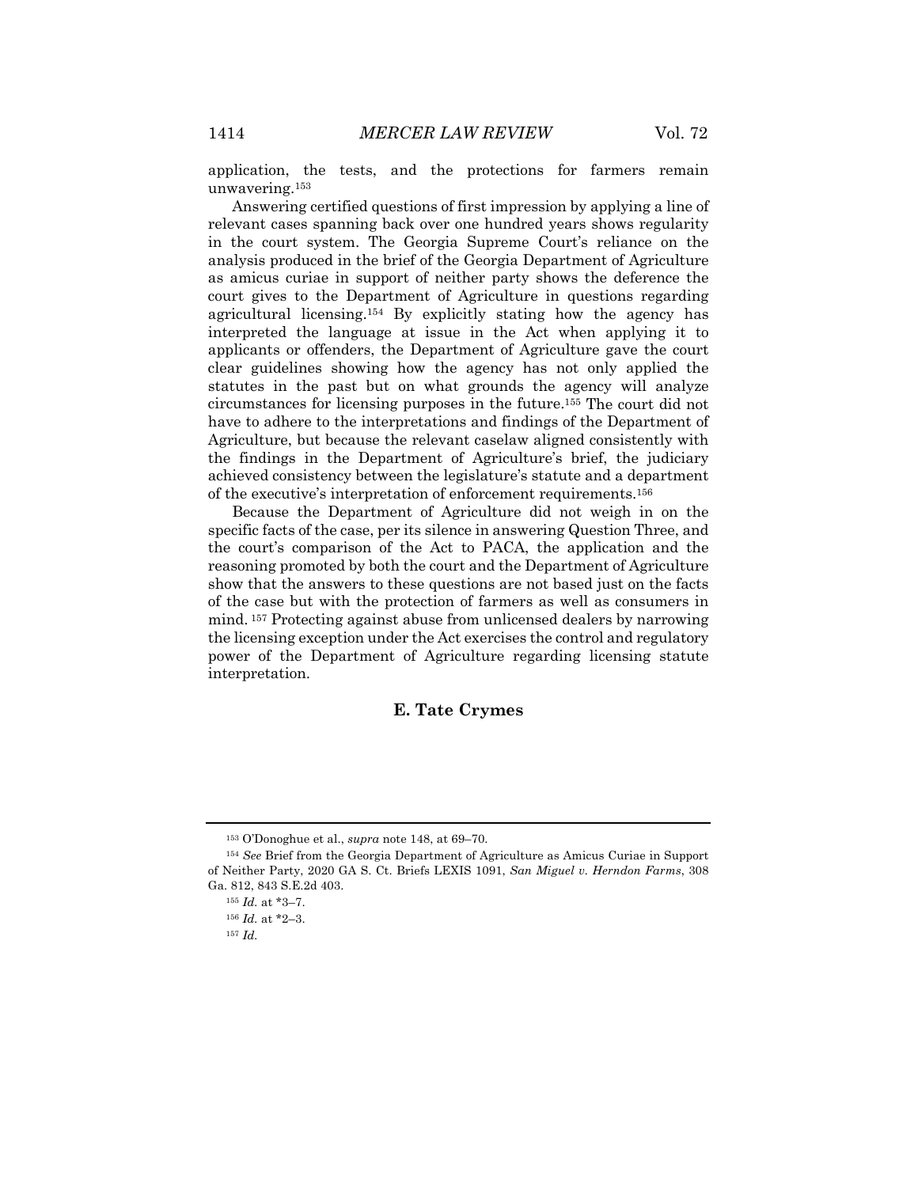application, the tests, and the protections for farmers remain unwavering.[153]

Answering certified questions of first impression by applying a line of relevant cases spanning back over one hundred years shows regularity in the court system. The Georgia Supreme Court's reliance on the analysis produced in the brief of the Georgia Department of Agriculture as amicus curiae in support of neither party shows the deference the court gives to the Department of Agriculture in questions regarding agricultural licensing.[154] By explicitly stating how the agency has interpreted the language at issue in the Act when applying it to applicants or offenders, the Department of Agriculture gave the court clear guidelines showing how the agency has not only applied the statutes in the past but on what grounds the agency will analyze circumstances for licensing purposes in the future.[155] The court did not have to adhere to the interpretations and findings of the Department of Agriculture, but because the relevant caselaw aligned consistently with the findings in the Department of Agriculture's brief, the judiciary achieved consistency between the legislature's statute and a department of the executive's interpretation of enforcement requirements.[156]

Because the Department of Agriculture did not weigh in on the specific facts of the case, per its silence in answering Question Three, and the court's comparison of the Act to PACA, the application and the reasoning promoted by both the court and the Department of Agriculture show that the answers to these questions are not based just on the facts of the case but with the protection of farmers as well as consumers in mind.[157] Protecting against abuse from unlicensed dealers by narrowing the licensing exception under the Act exercises the control and regulatory power of the Department of Agriculture regarding licensing statute interpretation.

**E. Tate Crymes**

---

[153] O'Donoghue et al., *supra* note 148, at 69–70.

[154] *See* Brief from the Georgia Department of Agriculture as Amicus Curiae in Support of Neither Party, 2020 GA S. Ct. Briefs LEXIS 1091, *San Miguel v. Herndon Farms*, 308 Ga. 812, 843 S.E.2d 403.

[155] *Id.* at *3–7.

[156] *Id.* at *2–3.

[157] *Id.*